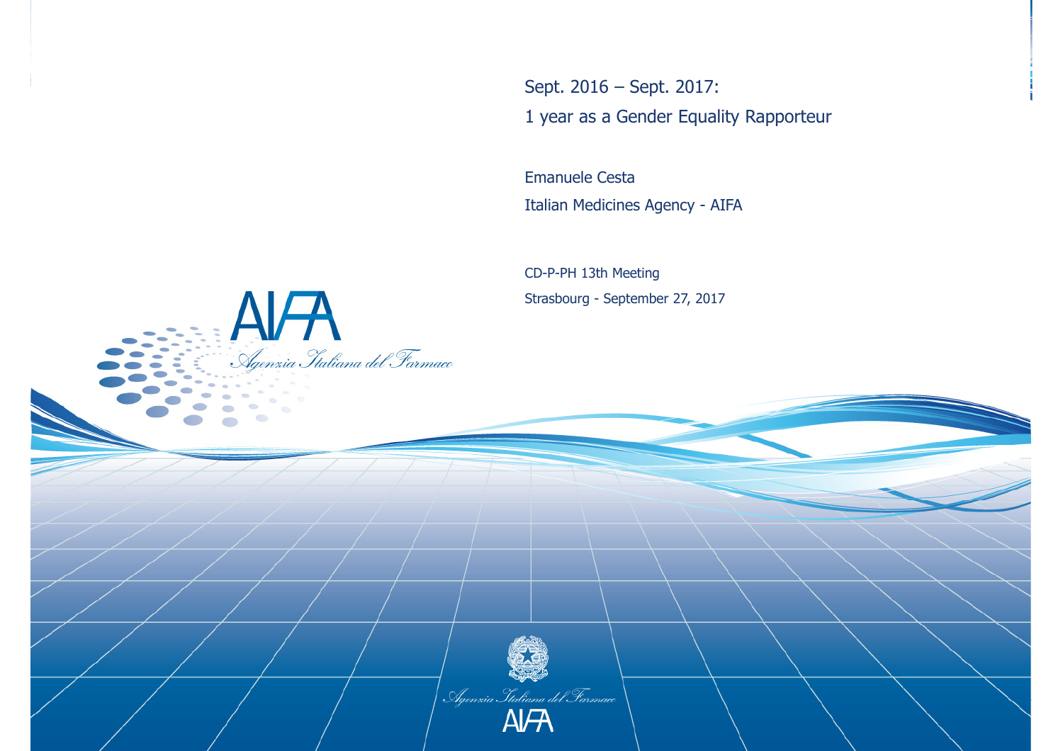# Sept. 2016 – Sept. 2017: 1 year as a Gender Equality Rapporteur

Emanuele Cesta

Italian Medicines Agency - AIFA

CD-P-PH 13th Meeting

Strasbourg - September 27, 2017

AIFA

*Agenzia Italiana del Farmaco*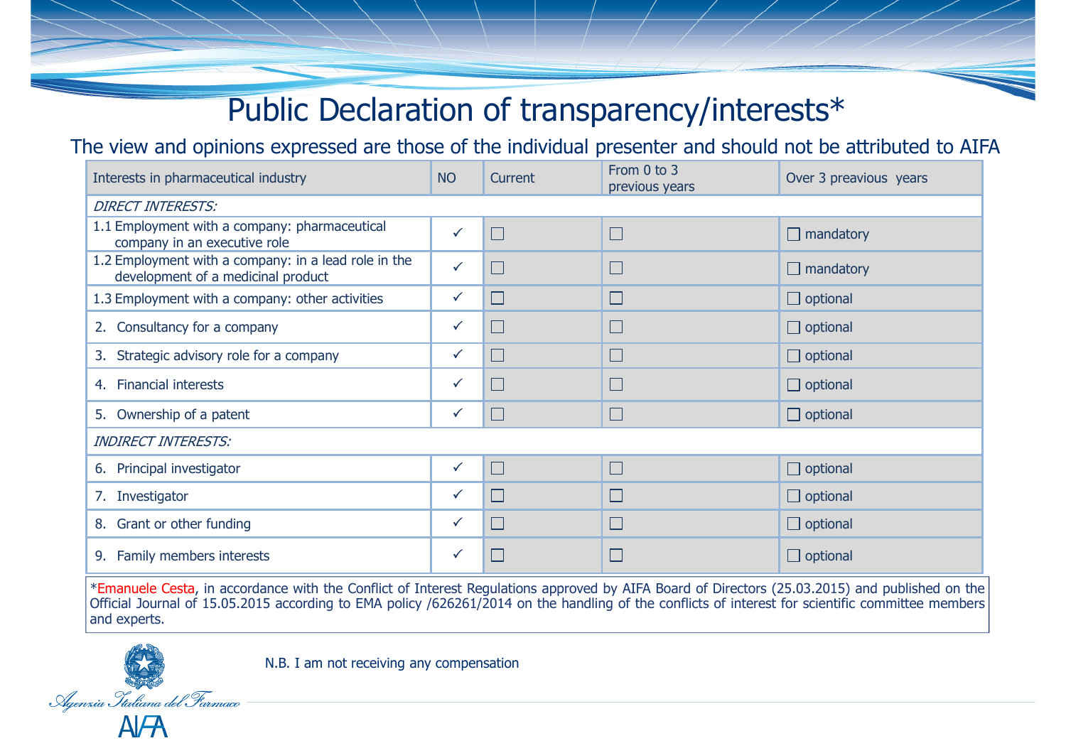# Public Declaration of transparency/interests*

The view and opinions expressed are those of the individual presenter and should not be attributed to AIFA

| Interests in pharmaceutical industry | NO | Current | From 0 to 3 previous years | Over 3 preavious years |
|---|---|---|---|---|
| *DIRECT INTERESTS:* | | | | |
| 1.1 Employment with a company: pharmaceutical company in an executive role | ✓ | ☐ | ☐ | ☐ mandatory |
| 1.2 Employment with a company: in a lead role in the development of a medicinal product | ✓ | ☐ | ☐ | ☐ mandatory |
| 1.3 Employment with a company: other activities | ✓ | ☐ | ☐ | ☐ optional |
| 2. Consultancy for a company | ✓ | ☐ | ☐ | ☐ optional |
| 3. Strategic advisory role for a company | ✓ | ☐ | ☐ | ☐ optional |
| 4. Financial interests | ✓ | ☐ | ☐ | ☐ optional |
| 5. Ownership of a patent | ✓ | ☐ | ☐ | ☐ optional |
| *INDIRECT INTERESTS:* | | | | |
| 6. Principal investigator | ✓ | ☐ | ☐ | ☐ optional |
| 7. Investigator | ✓ | ☐ | ☐ | ☐ optional |
| 8. Grant or other funding | ✓ | ☐ | ☐ | ☐ optional |
| 9. Family members interests | ✓ | ☐ | ☐ | ☐ optional |

*Emanuele Cesta, in accordance with the Conflict of Interest Regulations approved by AIFA Board of Directors (25.03.2015) and published on the Official Journal of 15.05.2015 according to EMA policy /626261/2014 on the handling of the conflicts of interest for scientific committee members and experts.

N.B. I am not receiving any compensation

Agenzia Italiana del Farmaco

AIFA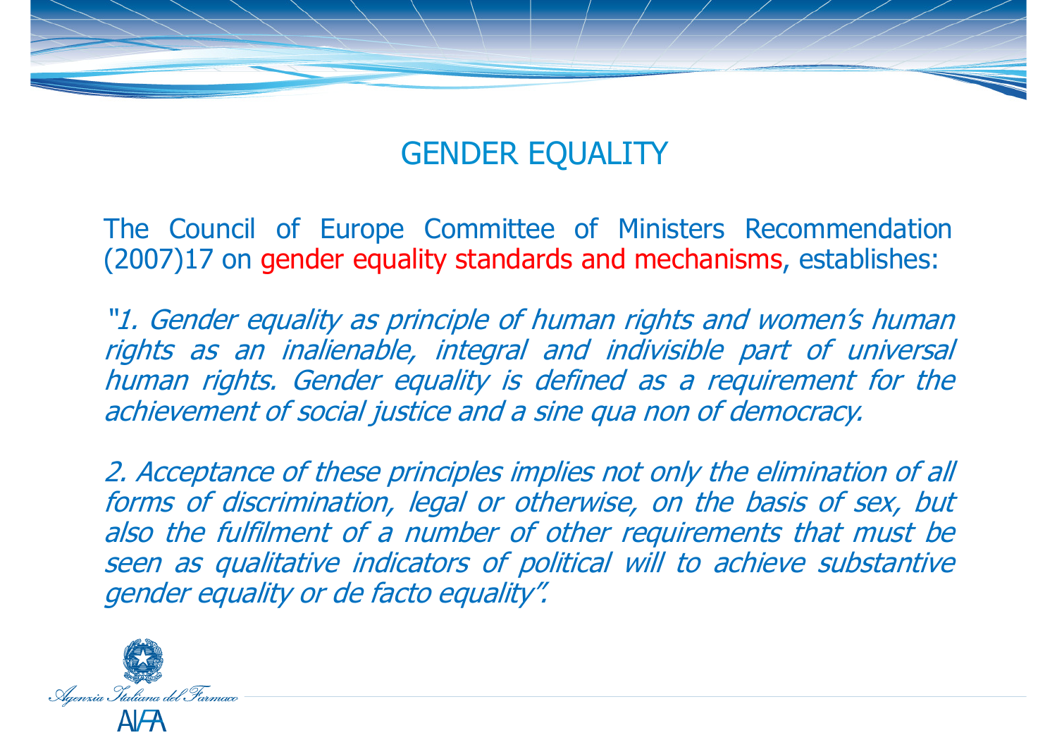## GENDER EQUALITY

The Council of Europe Committee of Ministers Recommendation (2007)17 on gender equality standards and mechanisms, establishes:

*"1. Gender equality as principle of human rights and women's human rights as an inalienable, integral and indivisible part of universal human rights. Gender equality is defined as a requirement for the achievement of social justice and a sine qua non of democracy.*

*2. Acceptance of these principles implies not only the elimination of all forms of discrimination, legal or otherwise, on the basis of sex, but also the fulfilment of a number of other requirements that must be seen as qualitative indicators of political will to achieve substantive gender equality or de facto equality".*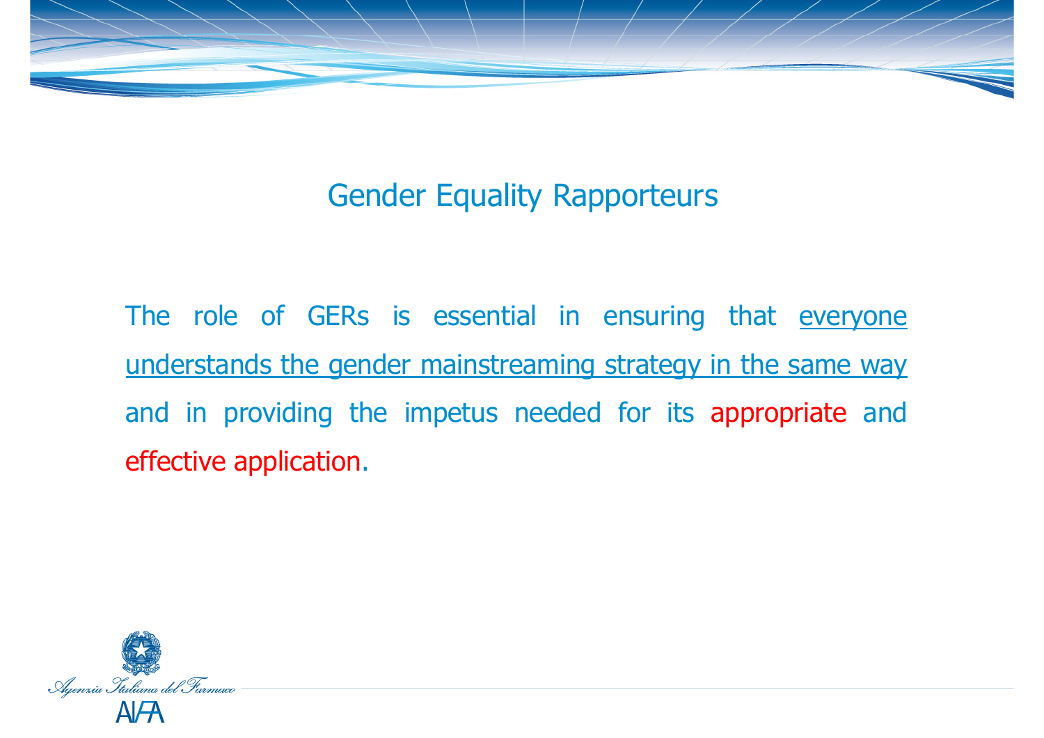# Gender Equality Rapporteurs

The role of GERs is essential in ensuring that everyone understands the gender mainstreaming strategy in the same way and in providing the impetus needed for its appropriate and effective application.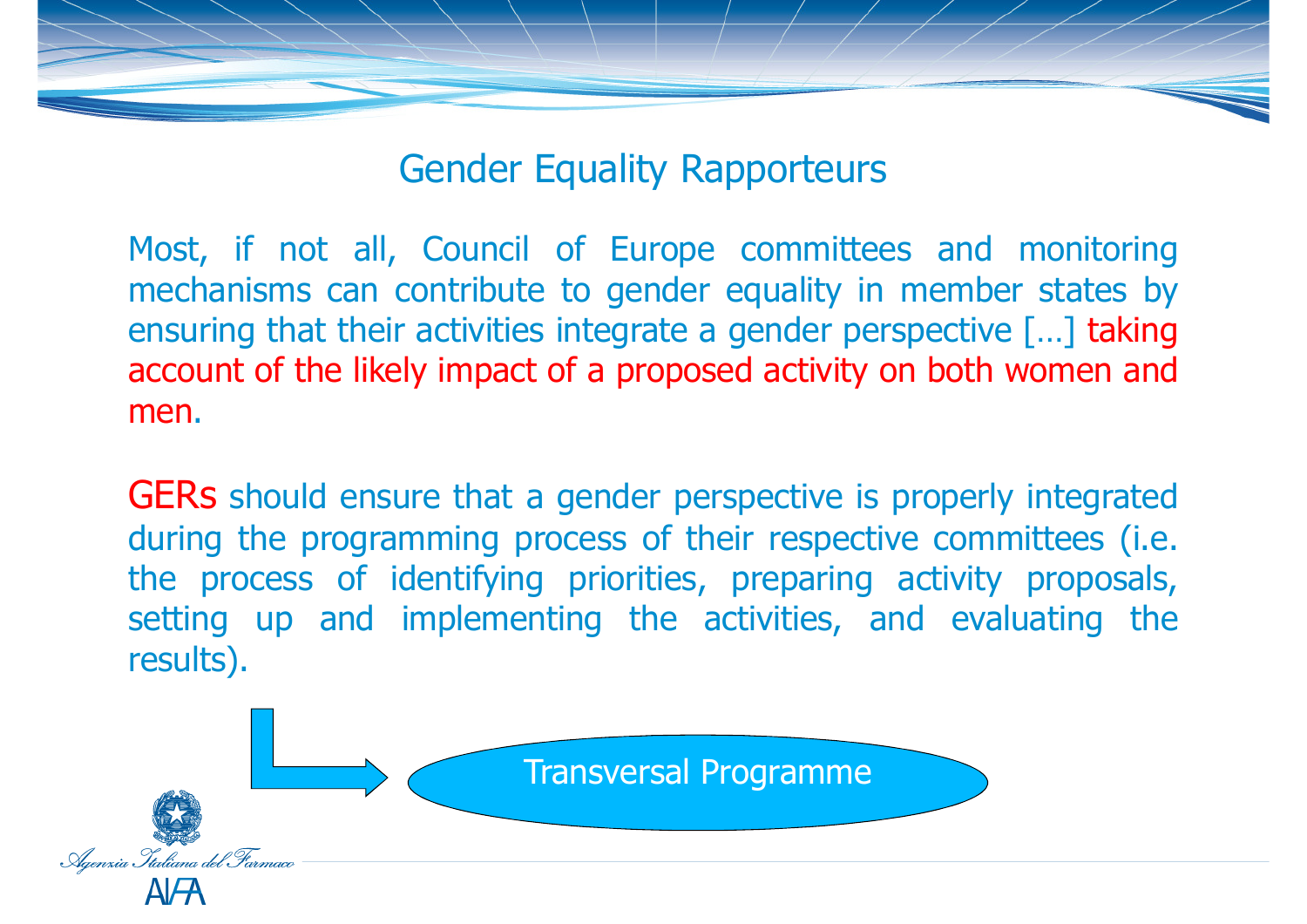## Gender Equality Rapporteurs

Most, if not all, Council of Europe committees and monitoring mechanisms can contribute to gender equality in member states by ensuring that their activities integrate a gender perspective […] taking account of the likely impact of a proposed activity on both women and men.

GERs should ensure that a gender perspective is properly integrated during the programming process of their respective committees (i.e. the process of identifying priorities, preparing activity proposals, setting up and implementing the activities, and evaluating the results).

→ Transversal Programme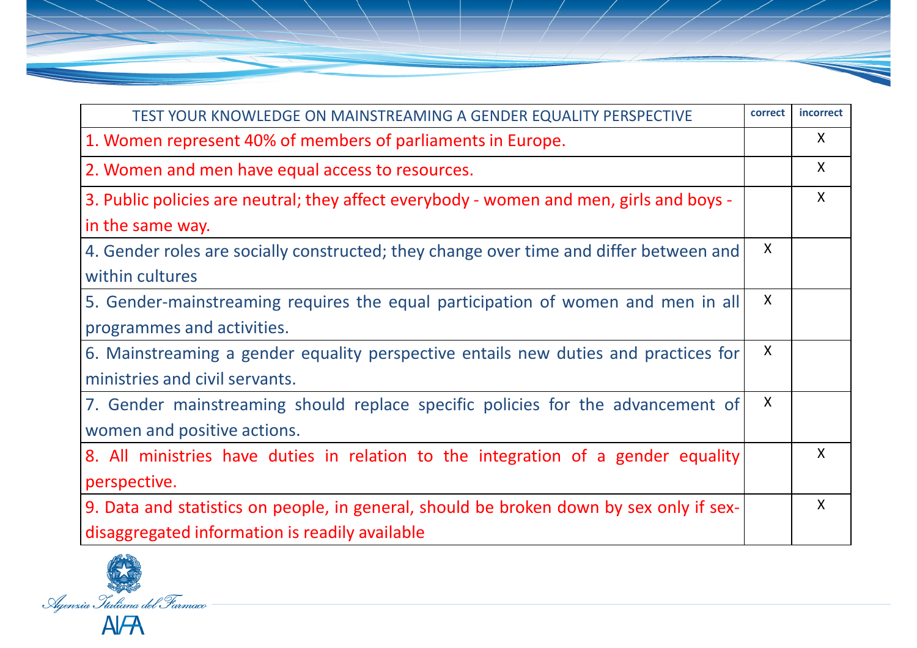| TEST YOUR KNOWLEDGE ON MAINSTREAMING A GENDER EQUALITY PERSPECTIVE | correct | incorrect |
|---|---|---|
| 1. Women represent 40% of members of parliaments in Europe. | | X |
| 2. Women and men have equal access to resources. | | X |
| 3. Public policies are neutral; they affect everybody - women and men, girls and boys - in the same way. | | X |
| 4. Gender roles are socially constructed; they change over time and differ between and within cultures | X | |
| 5. Gender-mainstreaming requires the equal participation of women and men in all programmes and activities. | X | |
| 6. Mainstreaming a gender equality perspective entails new duties and practices for ministries and civil servants. | X | |
| 7. Gender mainstreaming should replace specific policies for the advancement of women and positive actions. | X | |
| 8. All ministries have duties in relation to the integration of a gender equality perspective. | | X |
| 9. Data and statistics on people, in general, should be broken down by sex only if sex-disaggregated information is readily available | | X |

Agenzia Italiana del Farmaco

AIFA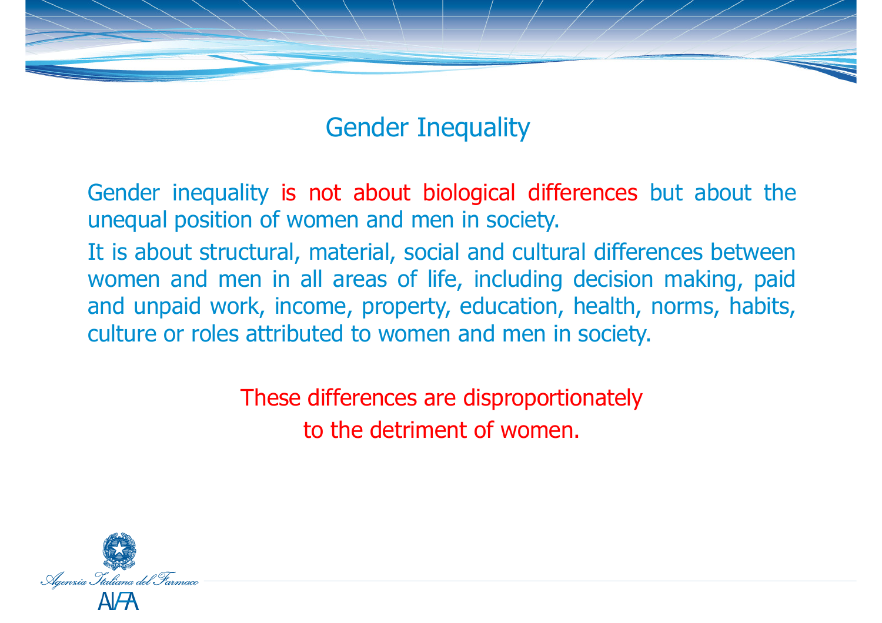# Gender Inequality

Gender inequality is not about biological differences but about the unequal position of women and men in society.

It is about structural, material, social and cultural differences between women and men in all areas of life, including decision making, paid and unpaid work, income, property, education, health, norms, habits, culture or roles attributed to women and men in society.

These differences are disproportionately to the detriment of women.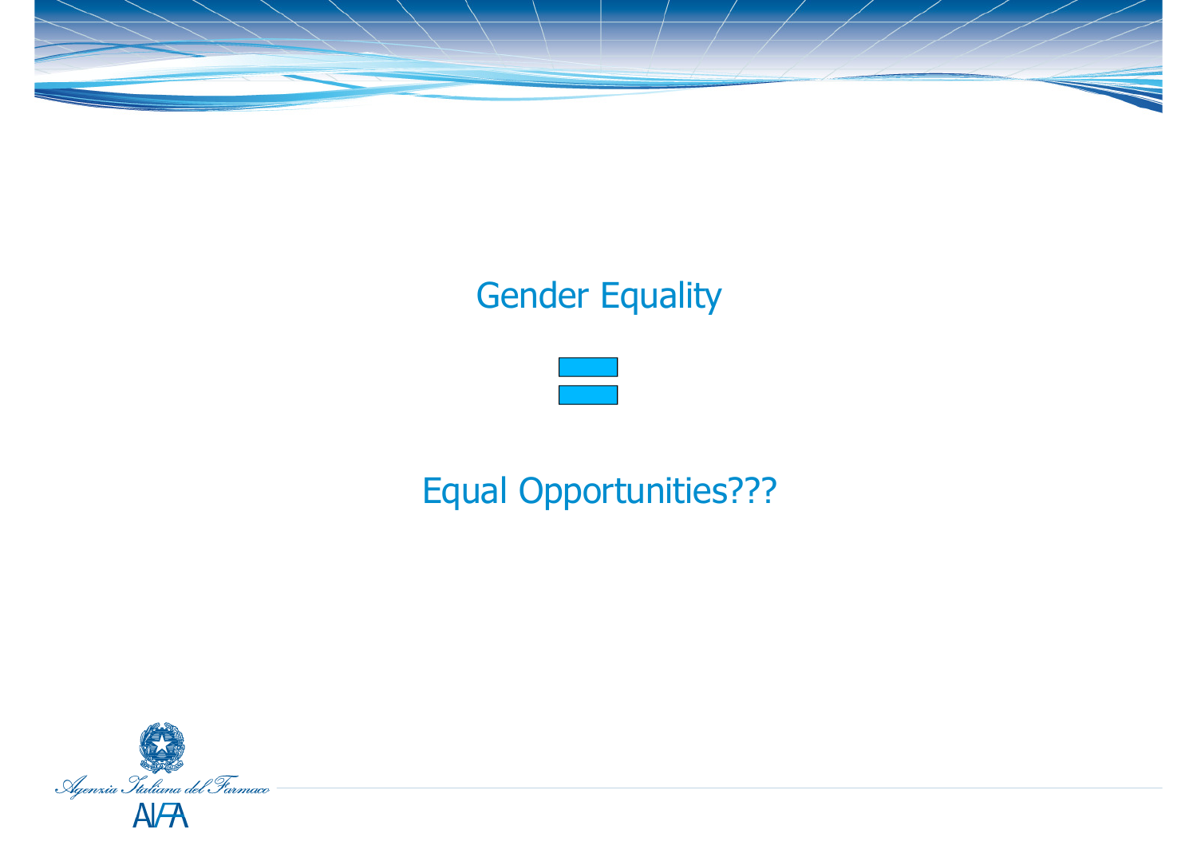Gender Equality

=

Equal Opportunities???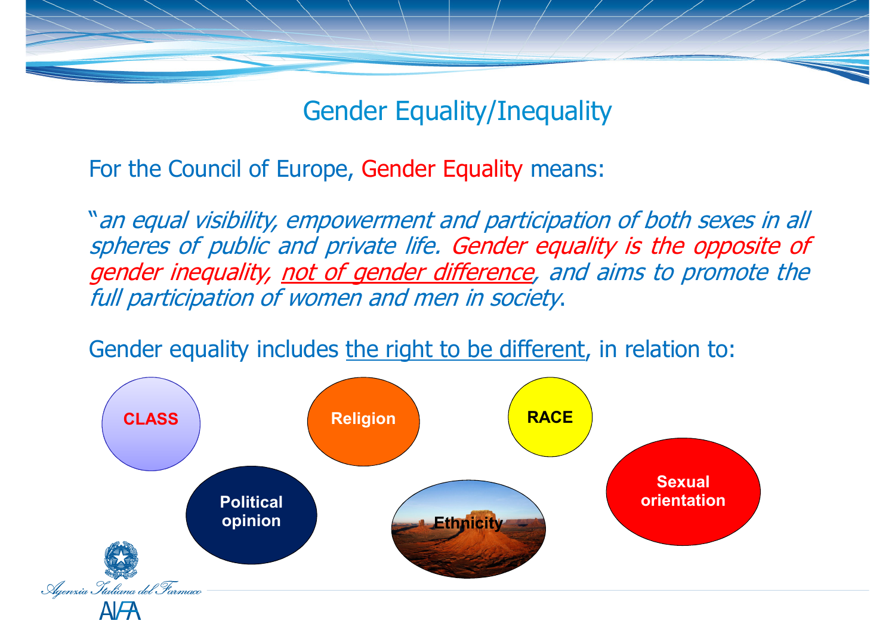# Gender Equality/Inequality

For the Council of Europe, Gender Equality means:

"*an equal visibility, empowerment and participation of both sexes in all spheres of public and private life. Gender equality is the opposite of gender inequality, not of gender difference, and aims to promote the full participation of women and men in society*.

Gender equality includes the right to be different, in relation to:

- CLASS
- Religion
- RACE
- Political opinion
- Ethnicity
- Sexual orientation

Agenzia Italiana del Farmaco

AIFA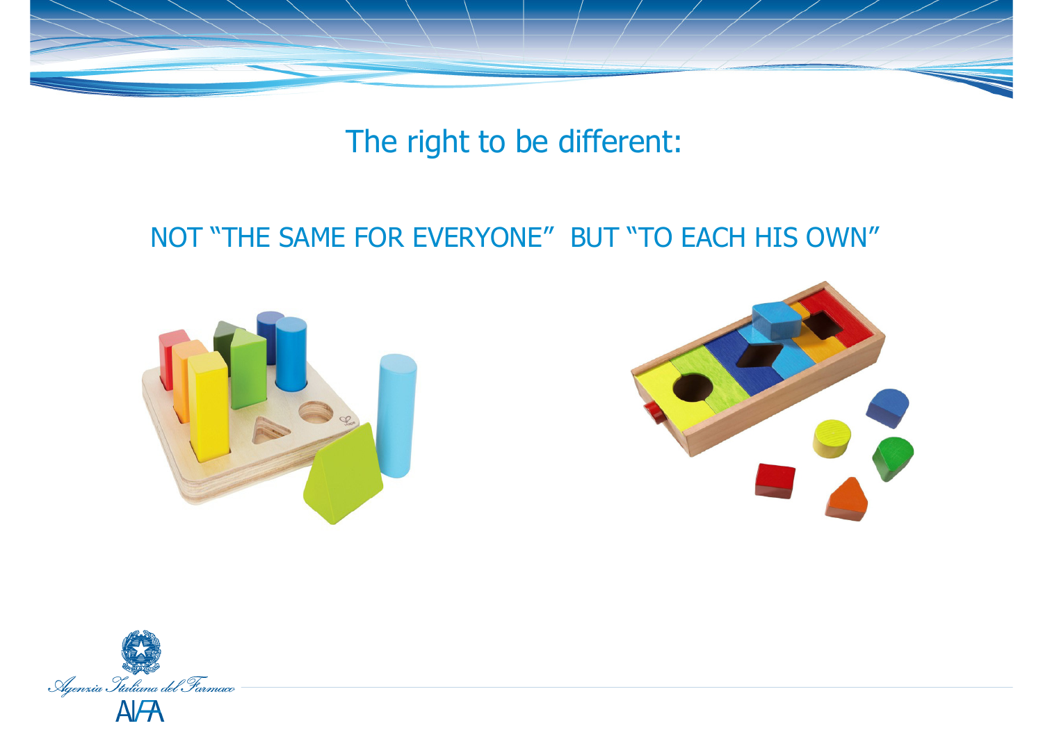# The right to be different:

NOT "THE SAME FOR EVERYONE" BUT "TO EACH HIS OWN"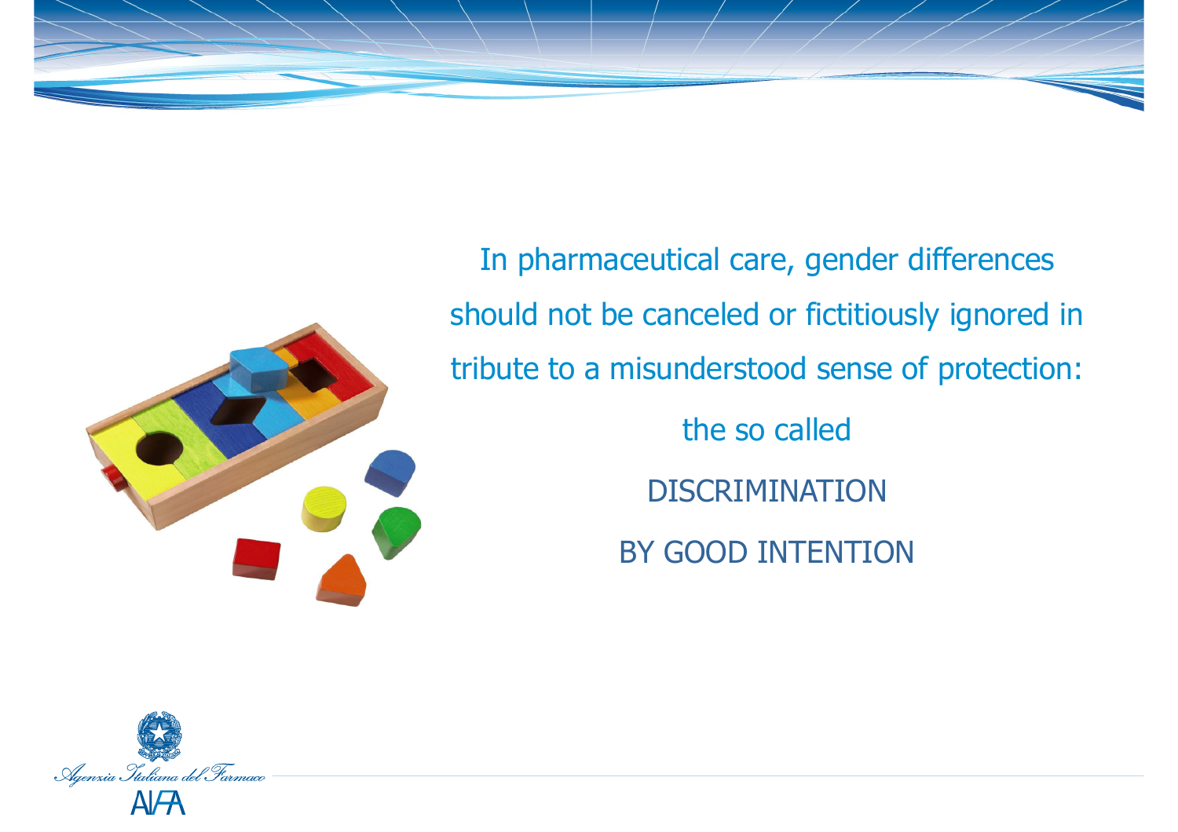In pharmaceutical care, gender differences should not be canceled or fictitiously ignored in tribute to a misunderstood sense of protection:

the so called

DISCRIMINATION

BY GOOD INTENTION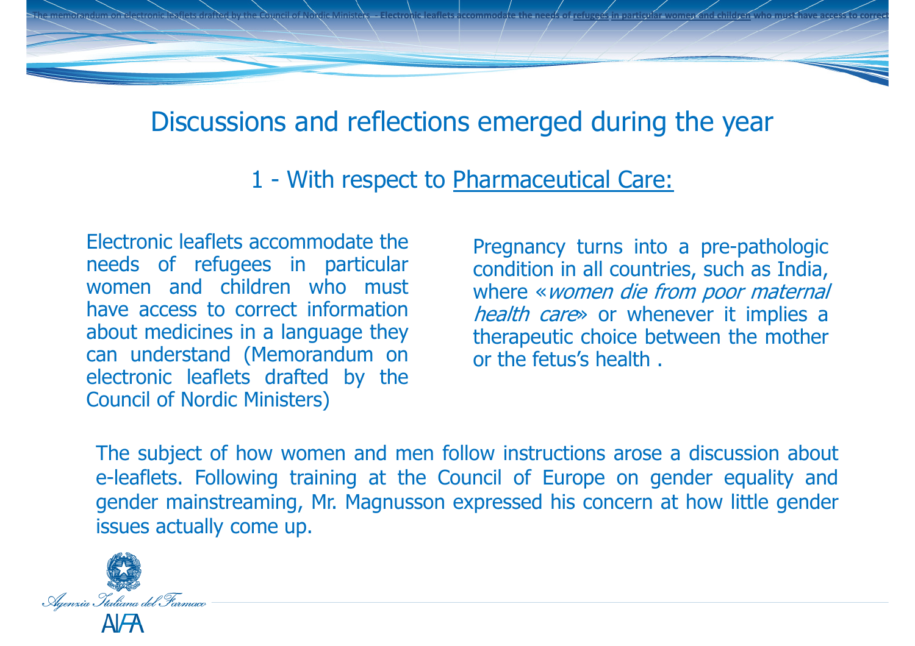# Discussions and reflections emerged during the year

## 1 - With respect to Pharmaceutical Care:

Electronic leaflets accommodate the needs of refugees in particular women and children who must have access to correct information about medicines in a language they can understand (Memorandum on electronic leaflets drafted by the Council of Nordic Ministers)

Pregnancy turns into a pre-pathologic condition in all countries, such as India, where «*women die from poor maternal health care*» or whenever it implies a therapeutic choice between the mother or the fetus's health .

The subject of how women and men follow instructions arose a discussion about e-leaflets. Following training at the Council of Europe on gender equality and gender mainstreaming, Mr. Magnusson expressed his concern at how little gender issues actually come up.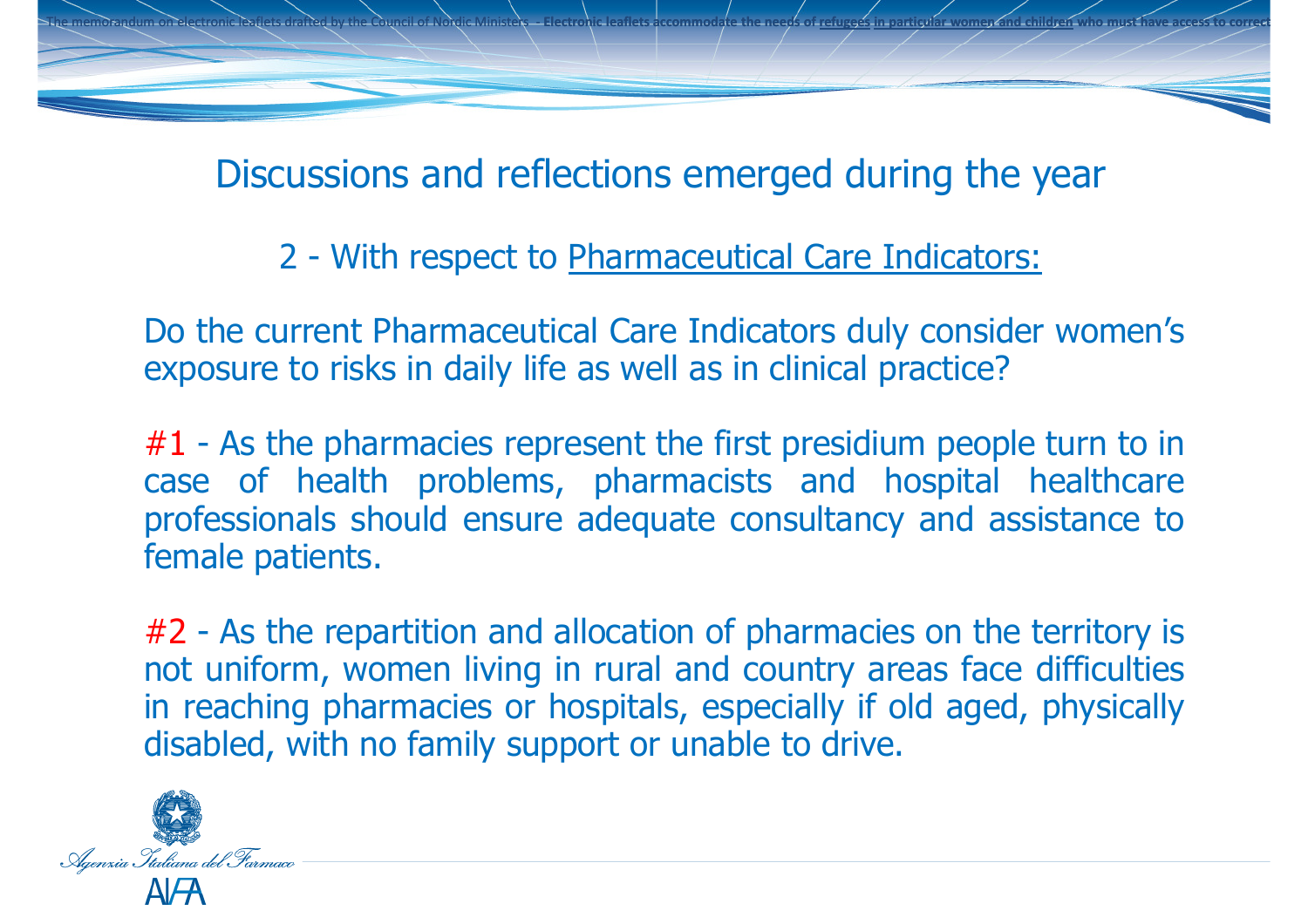## Discussions and reflections emerged during the year

2 - With respect to Pharmaceutical Care Indicators:

Do the current Pharmaceutical Care Indicators duly consider women's exposure to risks in daily life as well as in clinical practice?

#1 - As the pharmacies represent the first presidium people turn to in case of health problems, pharmacists and hospital healthcare professionals should ensure adequate consultancy and assistance to female patients.

#2 - As the repartition and allocation of pharmacies on the territory is not uniform, women living in rural and country areas face difficulties in reaching pharmacies or hospitals, especially if old aged, physically disabled, with no family support or unable to drive.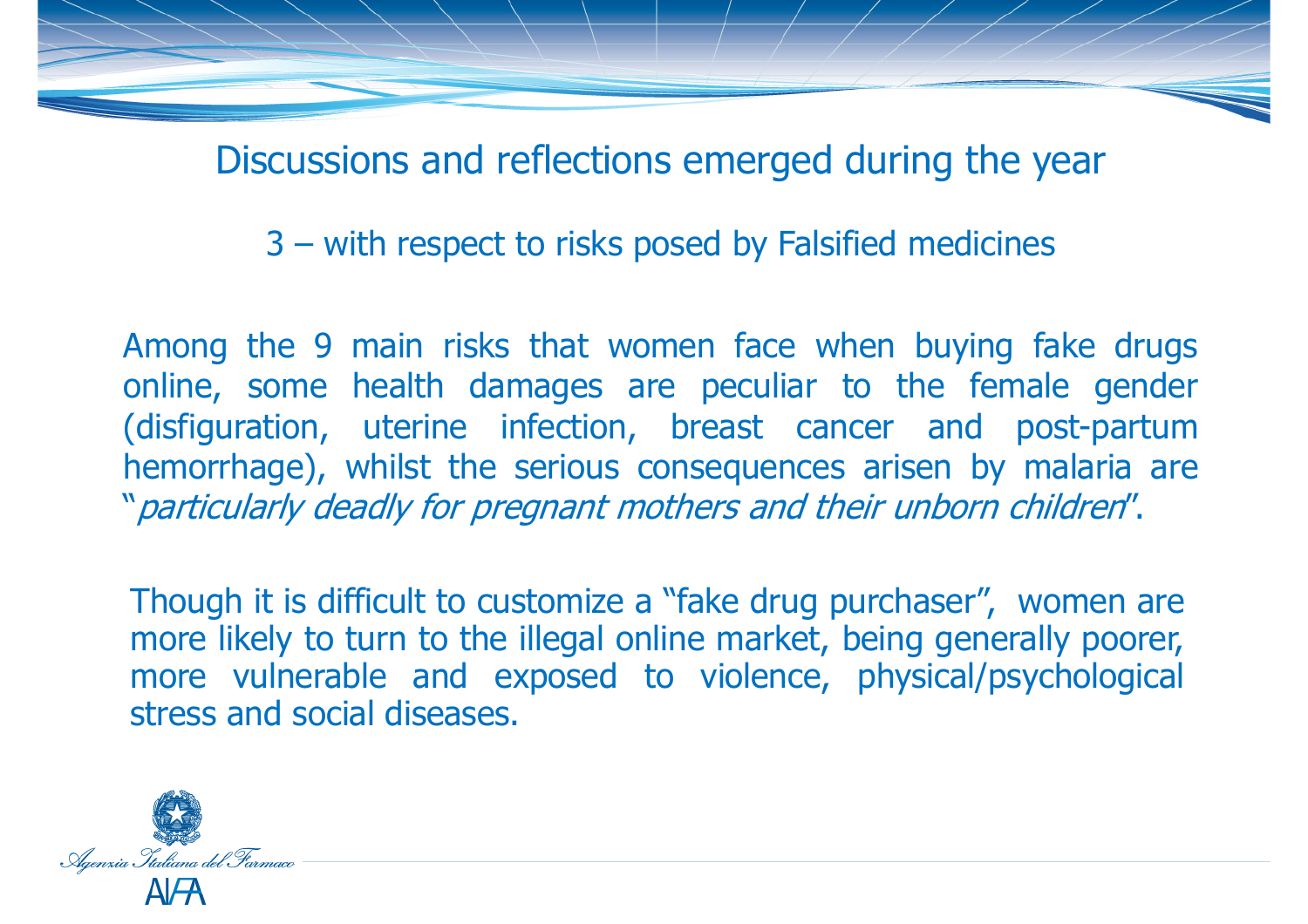# Discussions and reflections emerged during the year

## 3 – with respect to risks posed by Falsified medicines

Among the 9 main risks that women face when buying fake drugs online, some health damages are peculiar to the female gender (disfiguration, uterine infection, breast cancer and post-partum hemorrhage), whilst the serious consequences arisen by malaria are "*particularly deadly for pregnant mothers and their unborn children*".

Though it is difficult to customize a "fake drug purchaser", women are more likely to turn to the illegal online market, being generally poorer, more vulnerable and exposed to violence, physical/psychological stress and social diseases.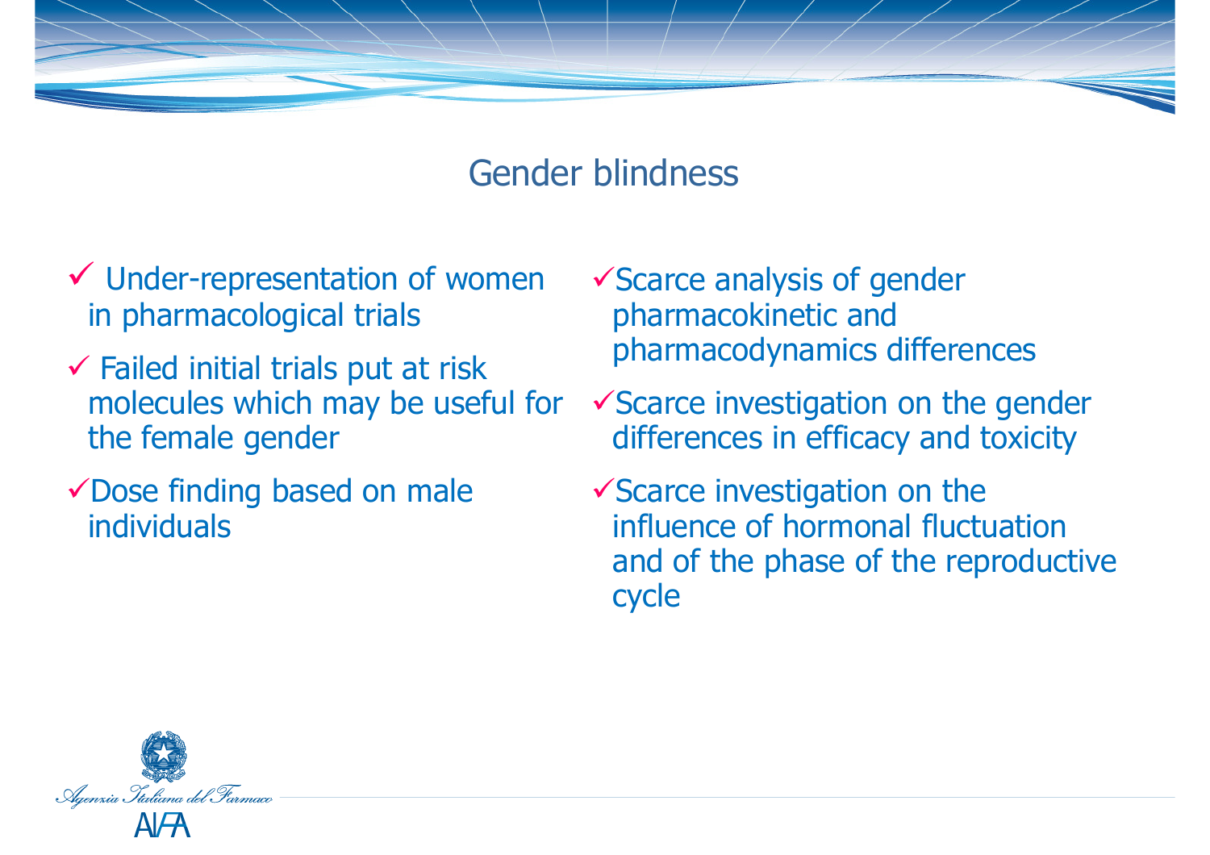# Gender blindness

- Under-representation of women in pharmacological trials
- Failed initial trials put at risk molecules which may be useful for the female gender
- Dose finding based on male individuals
- Scarce analysis of gender pharmacokinetic and pharmacodynamics differences
- Scarce investigation on the gender differences in efficacy and toxicity
- Scarce investigation on the influence of hormonal fluctuation and of the phase of the reproductive cycle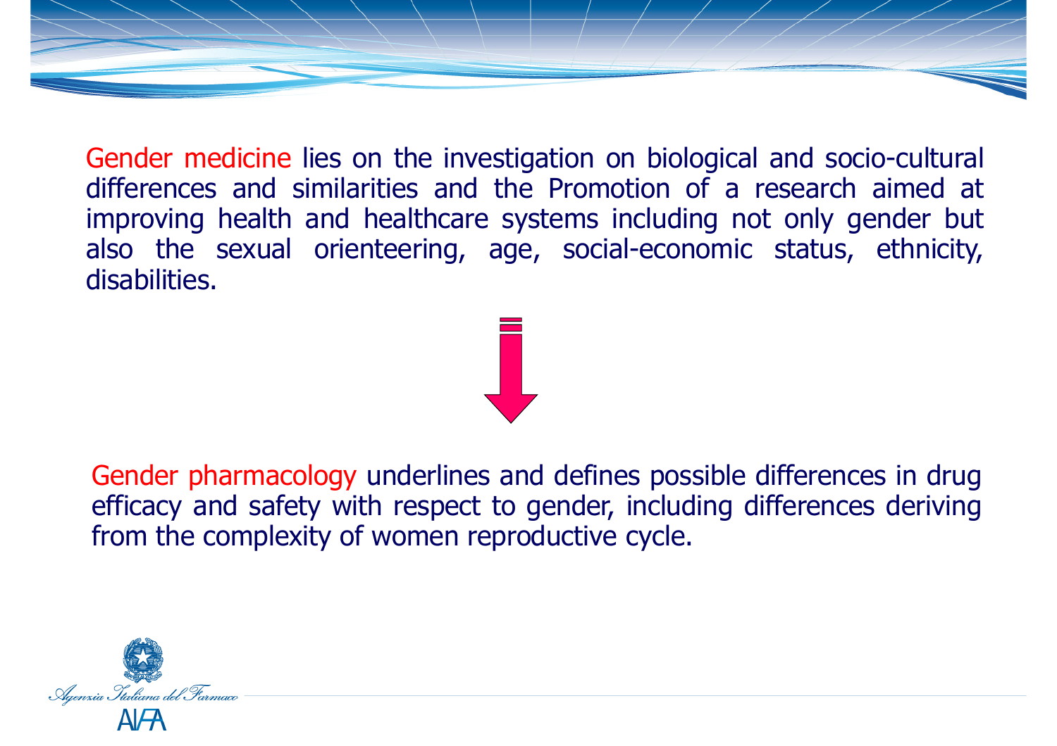**Gender medicine** lies on the investigation on biological and socio-cultural differences and similarities and the Promotion of a research aimed at improving health and healthcare systems including not only gender but also the sexual orienteering, age, social-economic status, ethnicity, disabilities.

↓

**Gender pharmacology** underlines and defines possible differences in drug efficacy and safety with respect to gender, including differences deriving from the complexity of women reproductive cycle.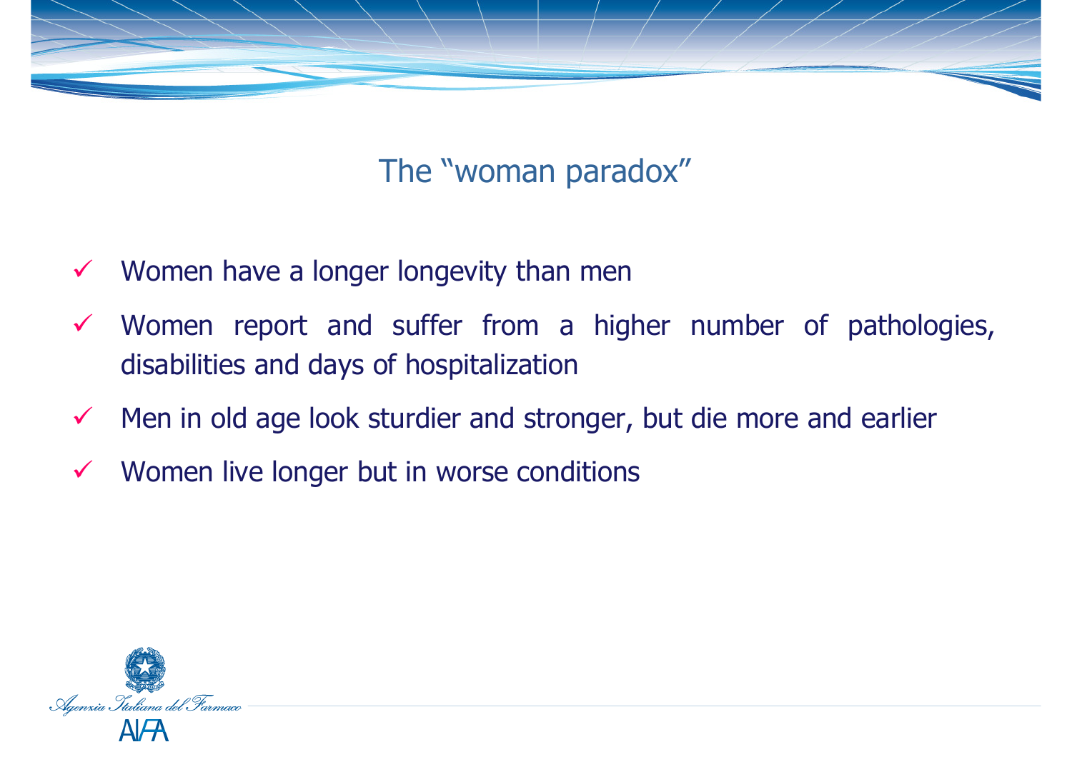## The "woman paradox"

- ✓ Women have a longer longevity than men
- ✓ Women report and suffer from a higher number of pathologies, disabilities and days of hospitalization
- ✓ Men in old age look sturdier and stronger, but die more and earlier
- ✓ Women live longer but in worse conditions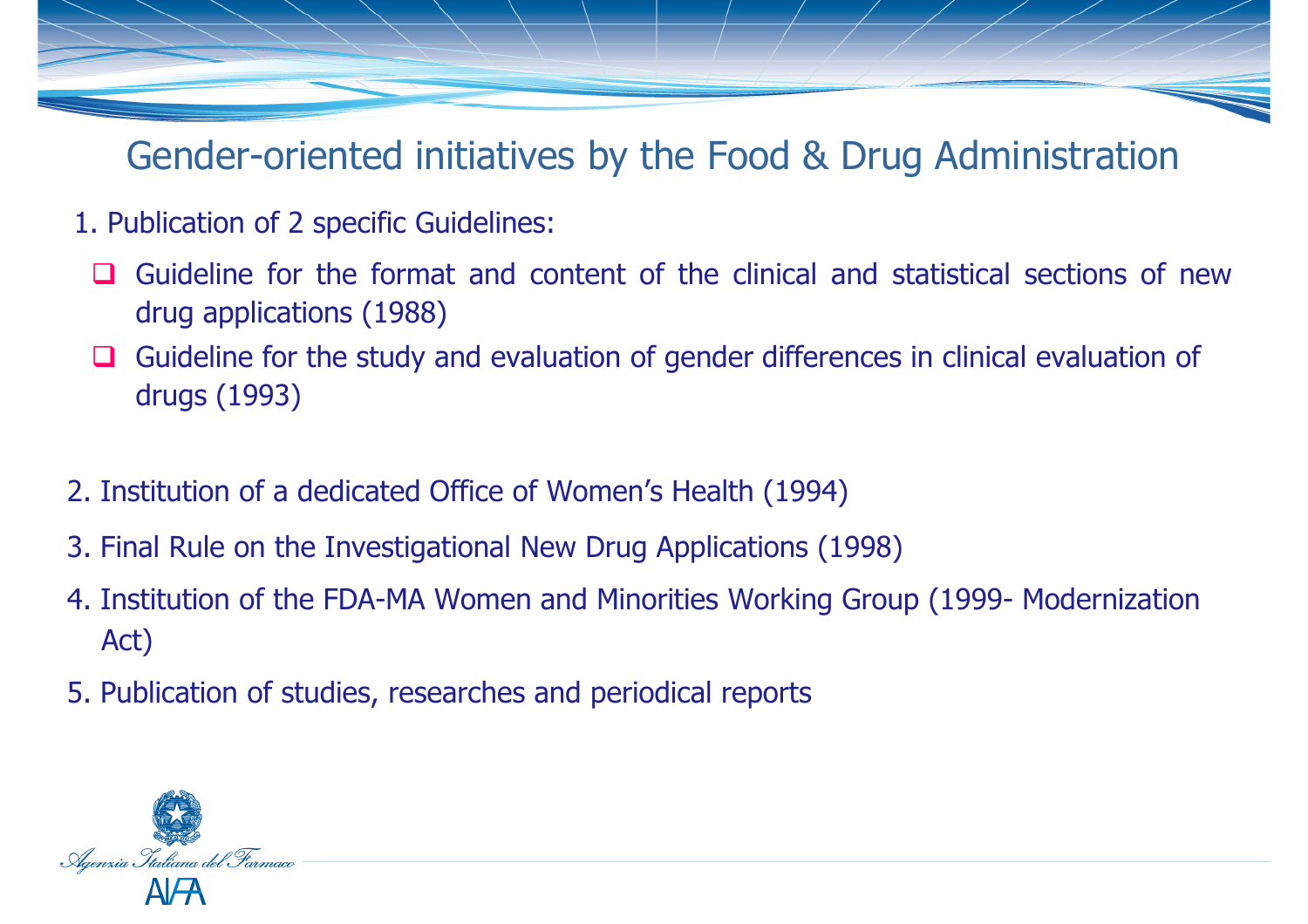# Gender-oriented initiatives by the Food & Drug Administration

1. Publication of 2 specific Guidelines:
   - Guideline for the format and content of the clinical and statistical sections of new drug applications (1988)
   - Guideline for the study and evaluation of gender differences in clinical evaluation of drugs (1993)

2. Institution of a dedicated Office of Women's Health (1994)
3. Final Rule on the Investigational New Drug Applications (1998)
4. Institution of the FDA-MA Women and Minorities Working Group (1999- Modernization Act)
5. Publication of studies, researches and periodical reports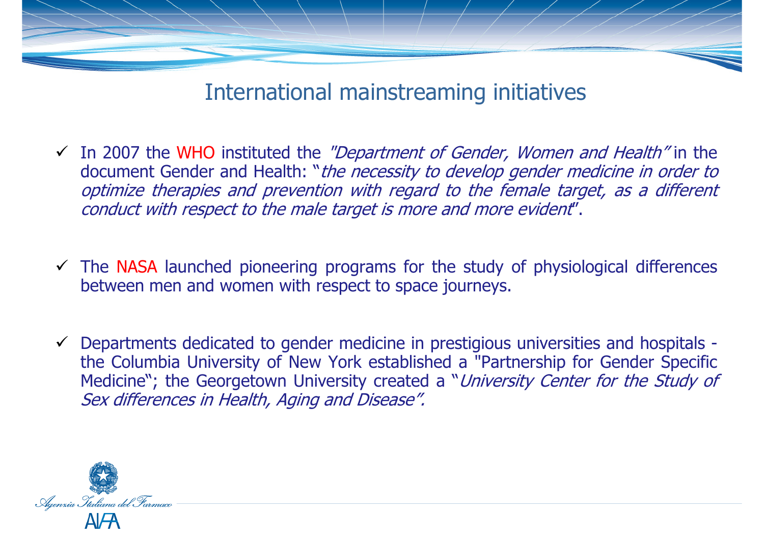# International mainstreaming initiatives

- ✓ In 2007 the WHO instituted the *"Department of Gender, Women and Health"* in the document Gender and Health: "*the necessity to develop gender medicine in order to optimize therapies and prevention with regard to the female target, as a different conduct with respect to the male target is more and more evident*".

- ✓ The NASA launched pioneering programs for the study of physiological differences between men and women with respect to space journeys.

- ✓ Departments dedicated to gender medicine in prestigious universities and hospitals - the Columbia University of New York established a "Partnership for Gender Specific Medicine"; the Georgetown University created a "*University Center for the Study of Sex differences in Health, Aging and Disease".*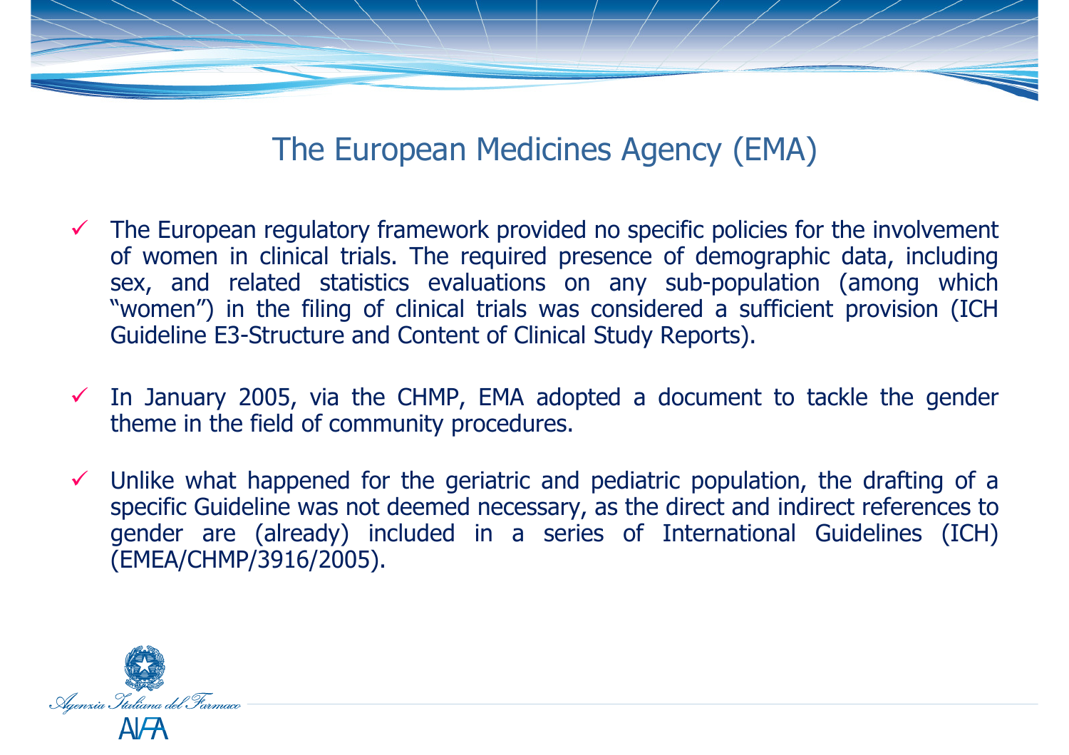# The European Medicines Agency (EMA)

- The European regulatory framework provided no specific policies for the involvement of women in clinical trials. The required presence of demographic data, including sex, and related statistics evaluations on any sub-population (among which "women") in the filing of clinical trials was considered a sufficient provision (ICH Guideline E3-Structure and Content of Clinical Study Reports).

- In January 2005, via the CHMP, EMA adopted a document to tackle the gender theme in the field of community procedures.

- Unlike what happened for the geriatric and pediatric population, the drafting of a specific Guideline was not deemed necessary, as the direct and indirect references to gender are (already) included in a series of International Guidelines (ICH) (EMEA/CHMP/3916/2005).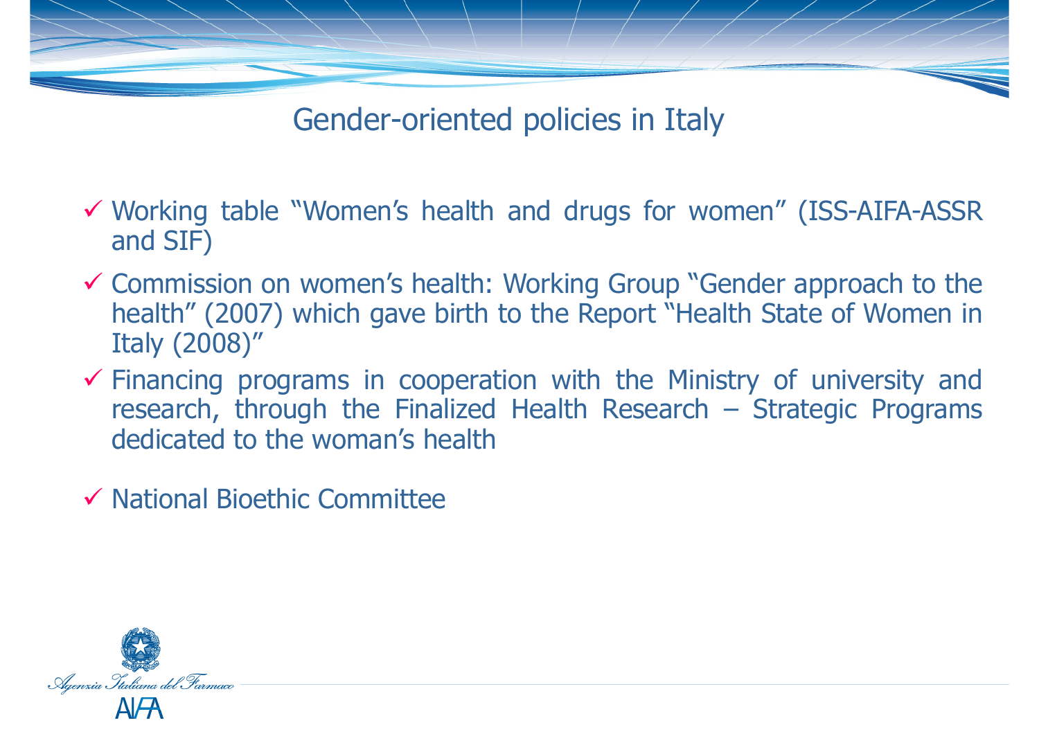# Gender-oriented policies in Italy

- Working table “Women’s health and drugs for women” (ISS-AIFA-ASSR and SIF)
- Commission on women’s health: Working Group “Gender approach to the health” (2007) which gave birth to the Report “Health State of Women in Italy (2008)”
- Financing programs in cooperation with the Ministry of university and research, through the Finalized Health Research – Strategic Programs dedicated to the woman’s health
- National Bioethic Committee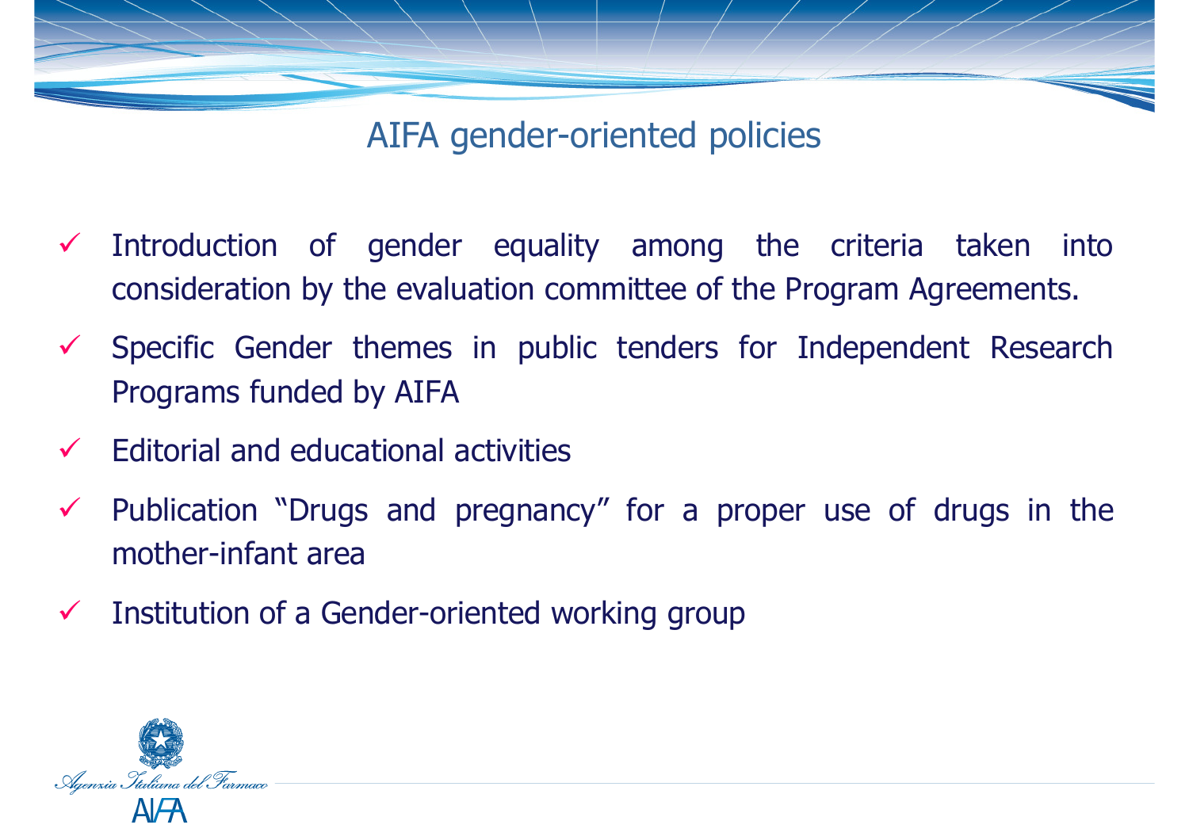# AIFA gender-oriented policies

- ✓ Introduction of gender equality among the criteria taken into consideration by the evaluation committee of the Program Agreements.
- ✓ Specific Gender themes in public tenders for Independent Research Programs funded by AIFA
- ✓ Editorial and educational activities
- ✓ Publication "Drugs and pregnancy" for a proper use of drugs in the mother-infant area
- ✓ Institution of a Gender-oriented working group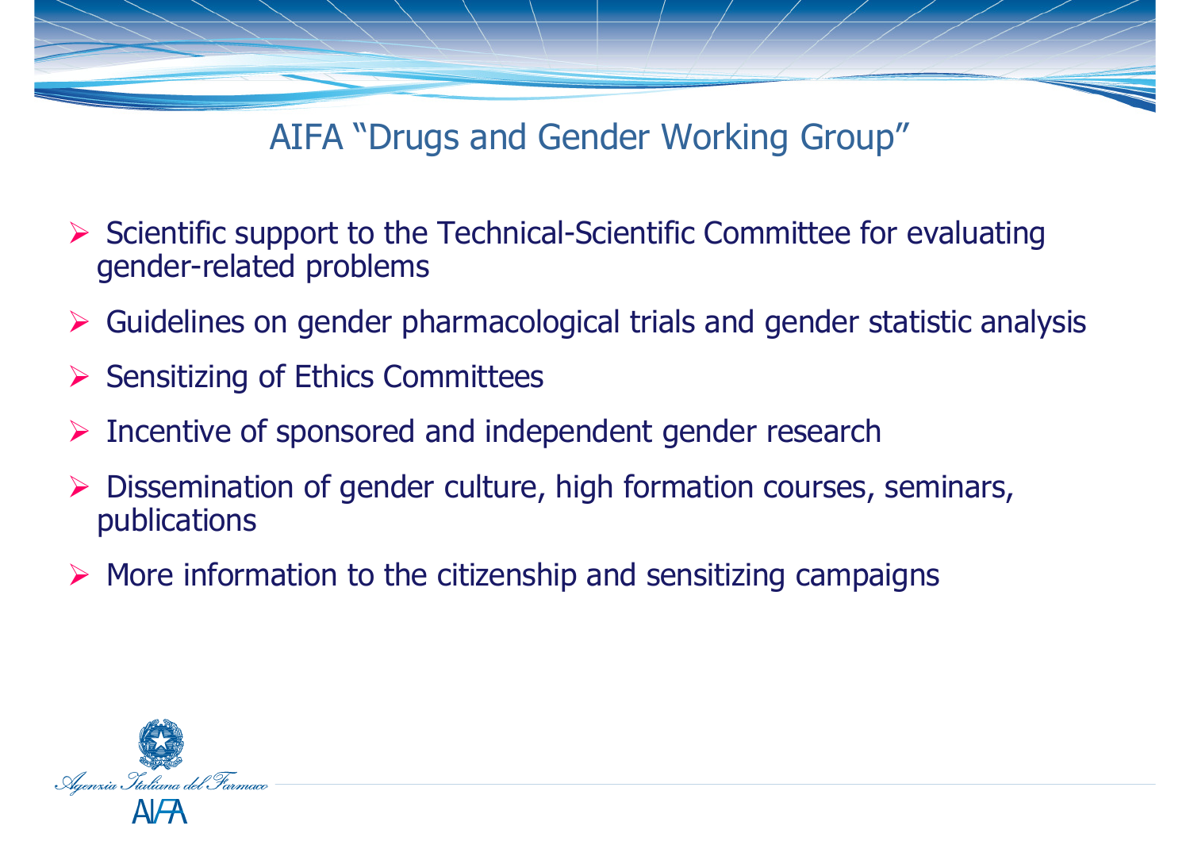# AIFA “Drugs and Gender Working Group”

- Scientific support to the Technical-Scientific Committee for evaluating gender-related problems
- Guidelines on gender pharmacological trials and gender statistic analysis
- Sensitizing of Ethics Committees
- Incentive of sponsored and independent gender research
- Dissemination of gender culture, high formation courses, seminars, publications
- More information to the citizenship and sensitizing campaigns

Agenzia Italiana del Farmaco
AIFA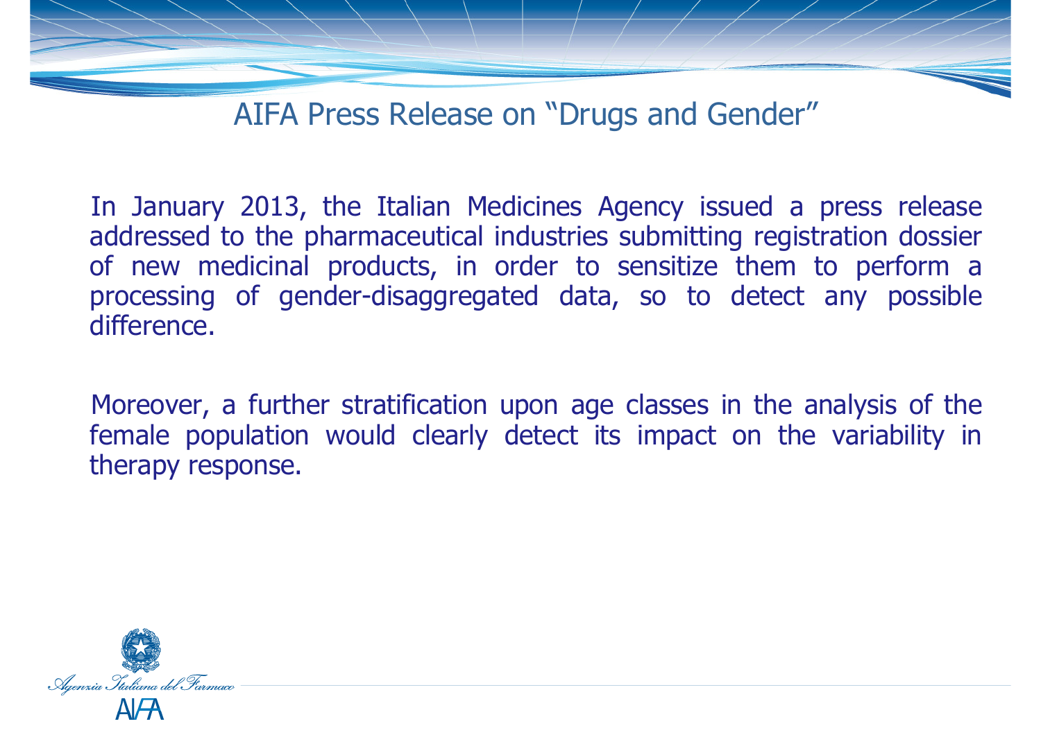# AIFA Press Release on "Drugs and Gender"

In January 2013, the Italian Medicines Agency issued a press release addressed to the pharmaceutical industries submitting registration dossier of new medicinal products, in order to sensitize them to perform a processing of gender-disaggregated data, so to detect any possible difference.

Moreover, a further stratification upon age classes in the analysis of the female population would clearly detect its impact on the variability in therapy response.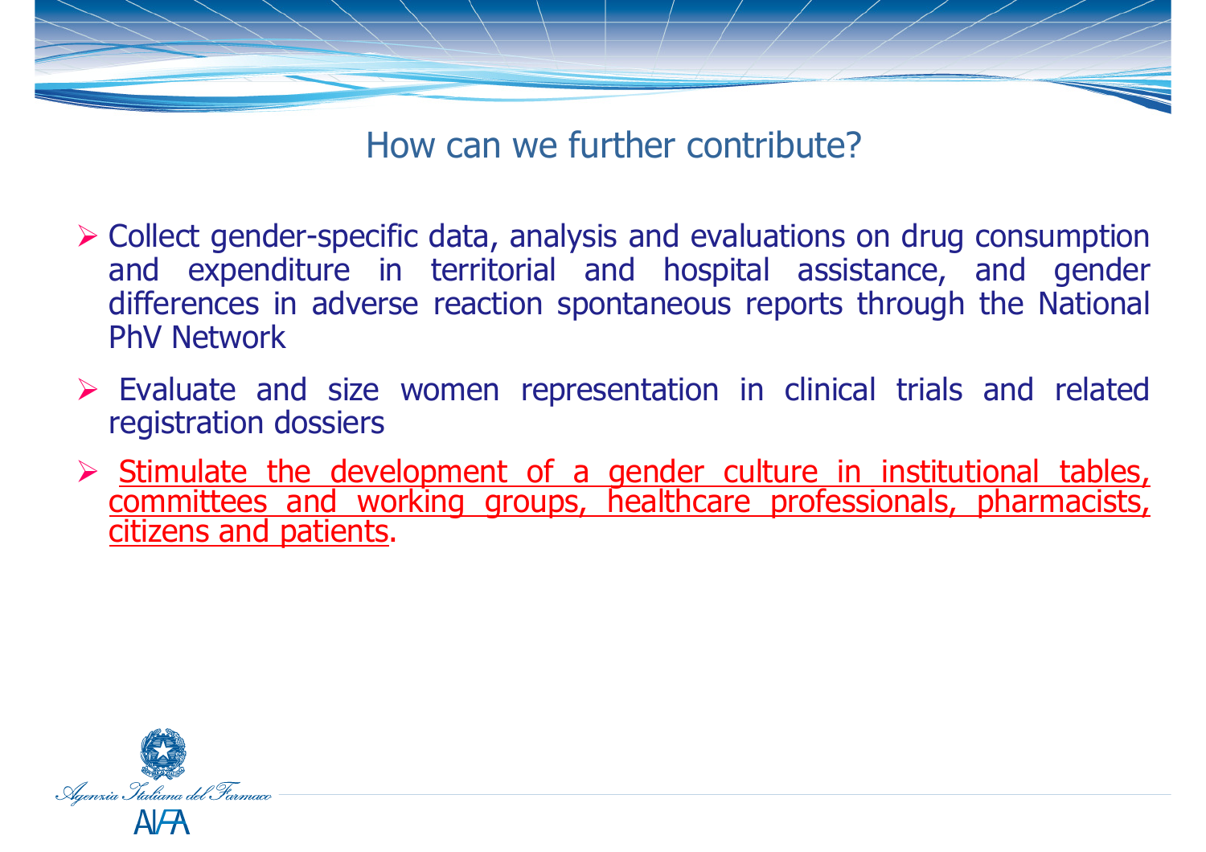## How can we further contribute?

- Collect gender-specific data, analysis and evaluations on drug consumption and expenditure in territorial and hospital assistance, and gender differences in adverse reaction spontaneous reports through the National PhV Network
- Evaluate and size women representation in clinical trials and related registration dossiers
- Stimulate the development of a gender culture in institutional tables, committees and working groups, healthcare professionals, pharmacists, citizens and patients.

Agenzia Italiana del Farmaco

AIFA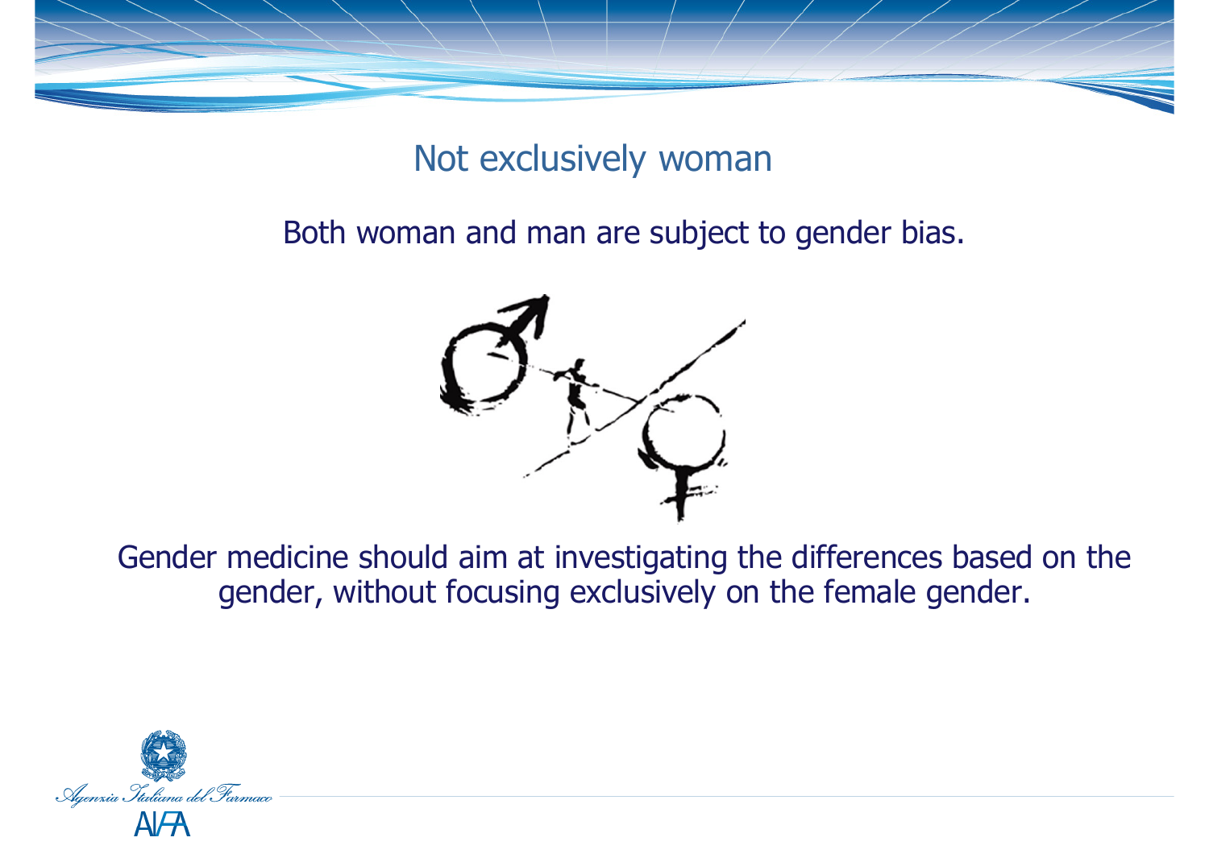# Not exclusively woman

Both woman and man are subject to gender bias.

Gender medicine should aim at investigating the differences based on the gender, without focusing exclusively on the female gender.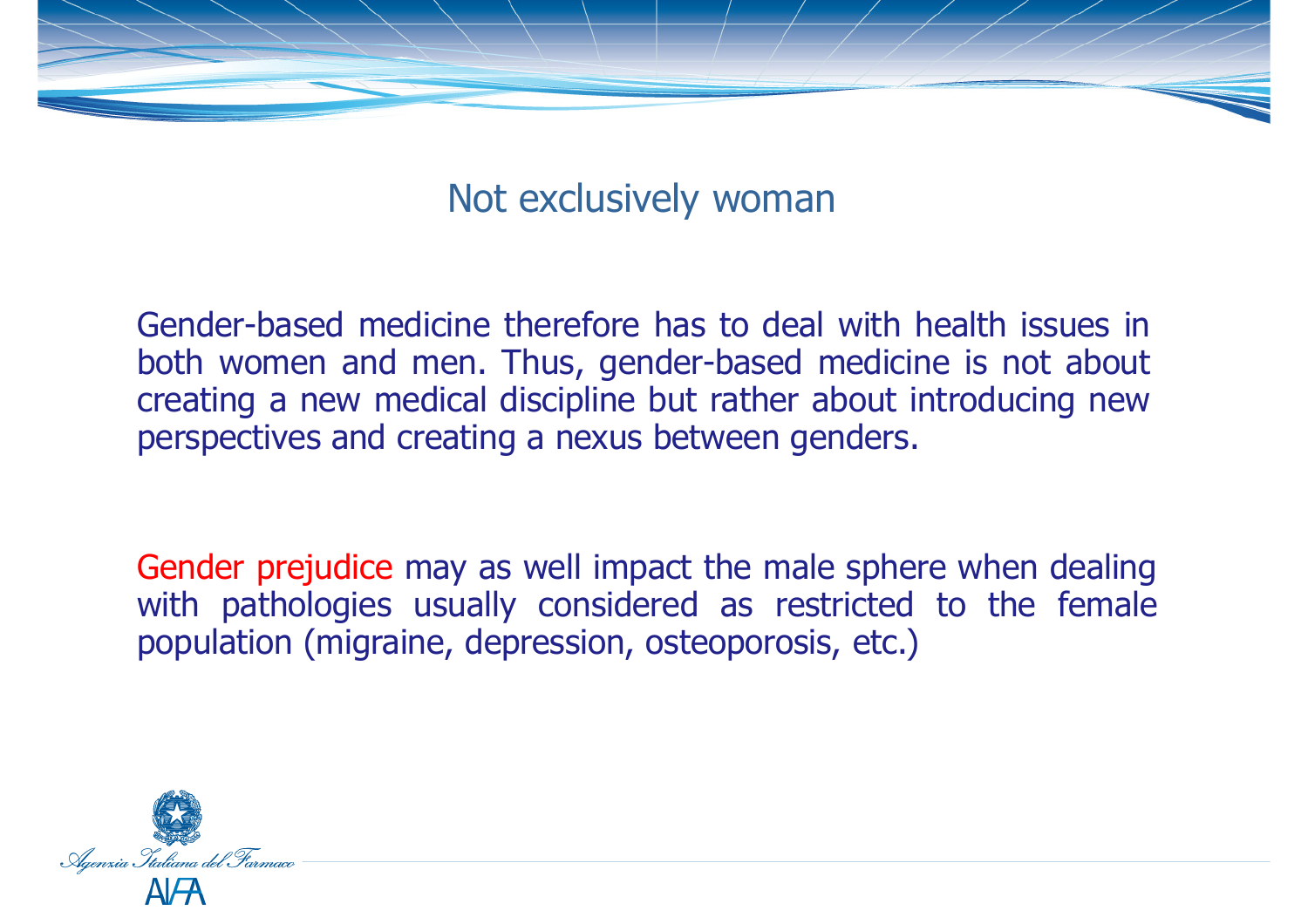## Not exclusively woman

Gender-based medicine therefore has to deal with health issues in both women and men. Thus, gender-based medicine is not about creating a new medical discipline but rather about introducing new perspectives and creating a nexus between genders.

Gender prejudice may as well impact the male sphere when dealing with pathologies usually considered as restricted to the female population (migraine, depression, osteoporosis, etc.)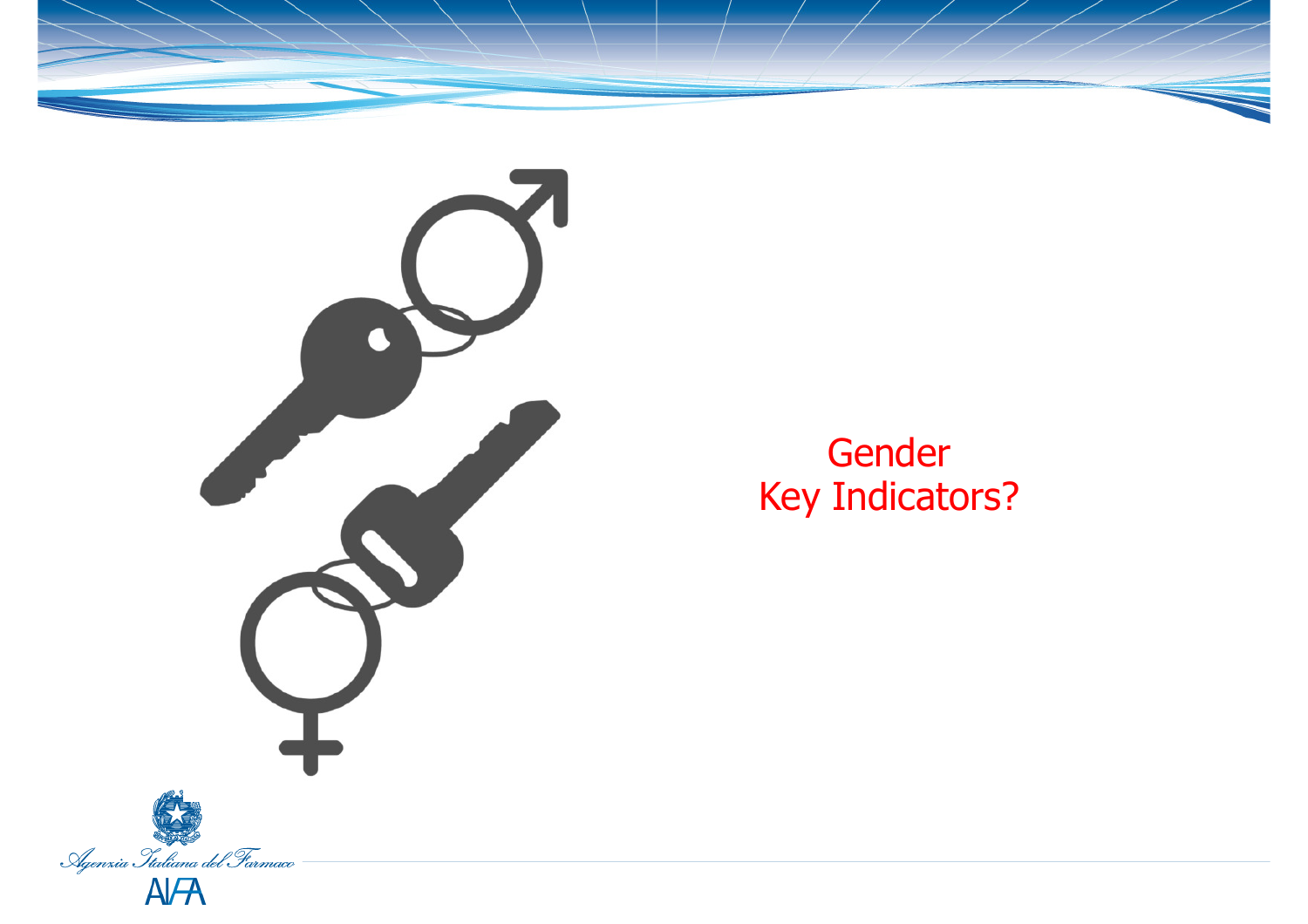Gender
Key Indicators?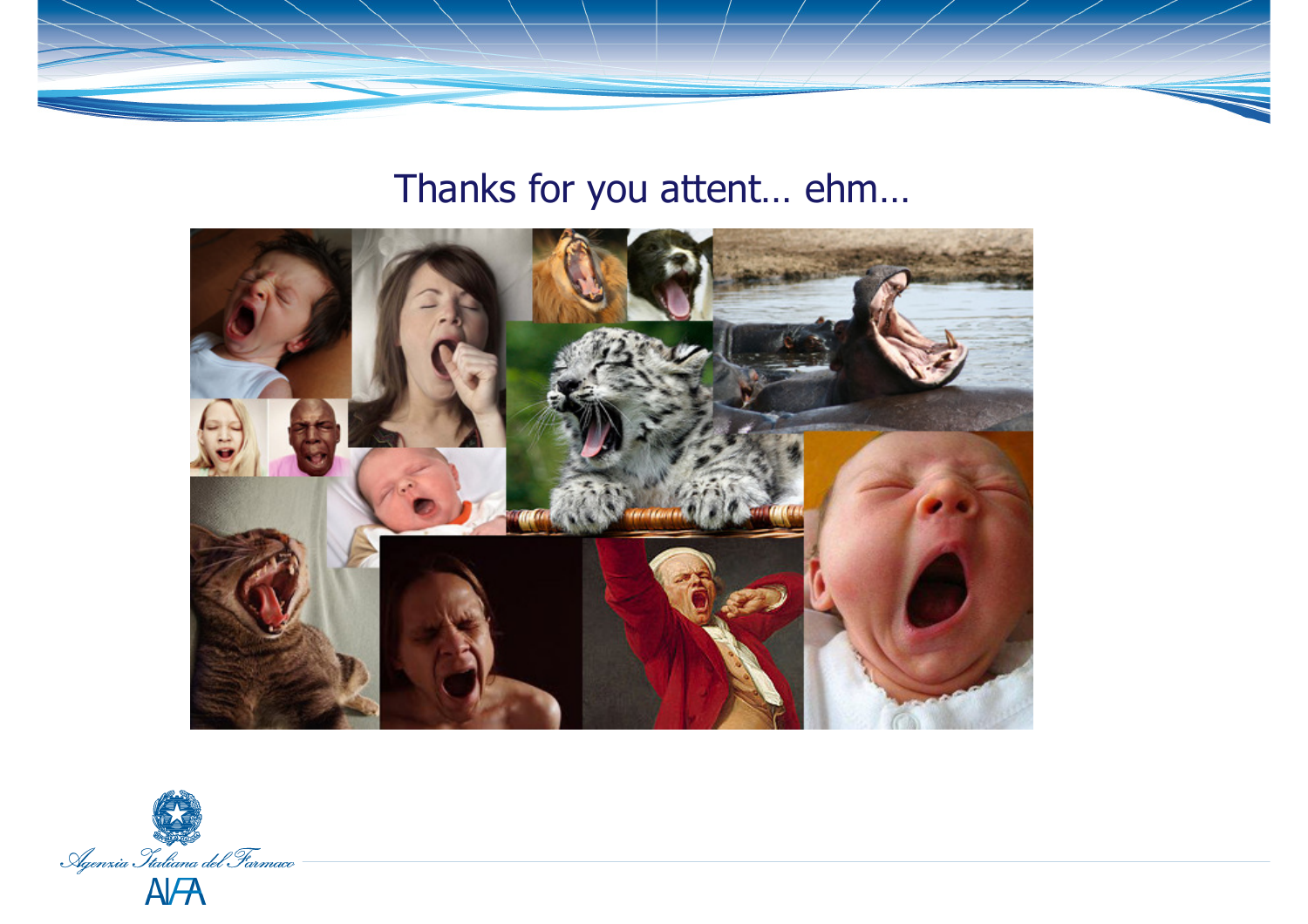Thanks for you attent… ehm…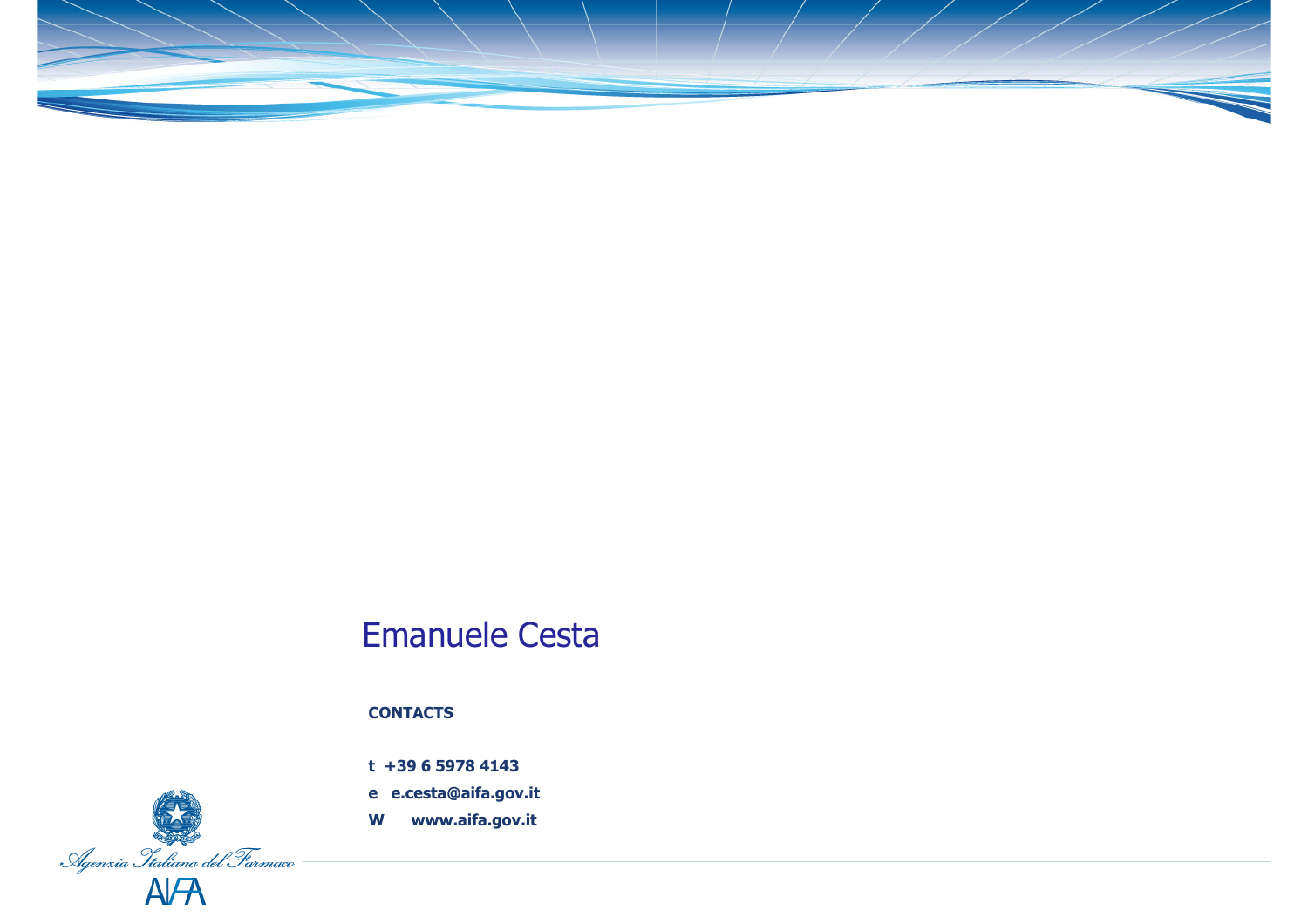Emanuele Cesta

**CONTACTS**

**t +39 6 5978 4143**

**e e.cesta@aifa.gov.it**

**W www.aifa.gov.it**

Agenzia Italiana del Farmaco

AIFA